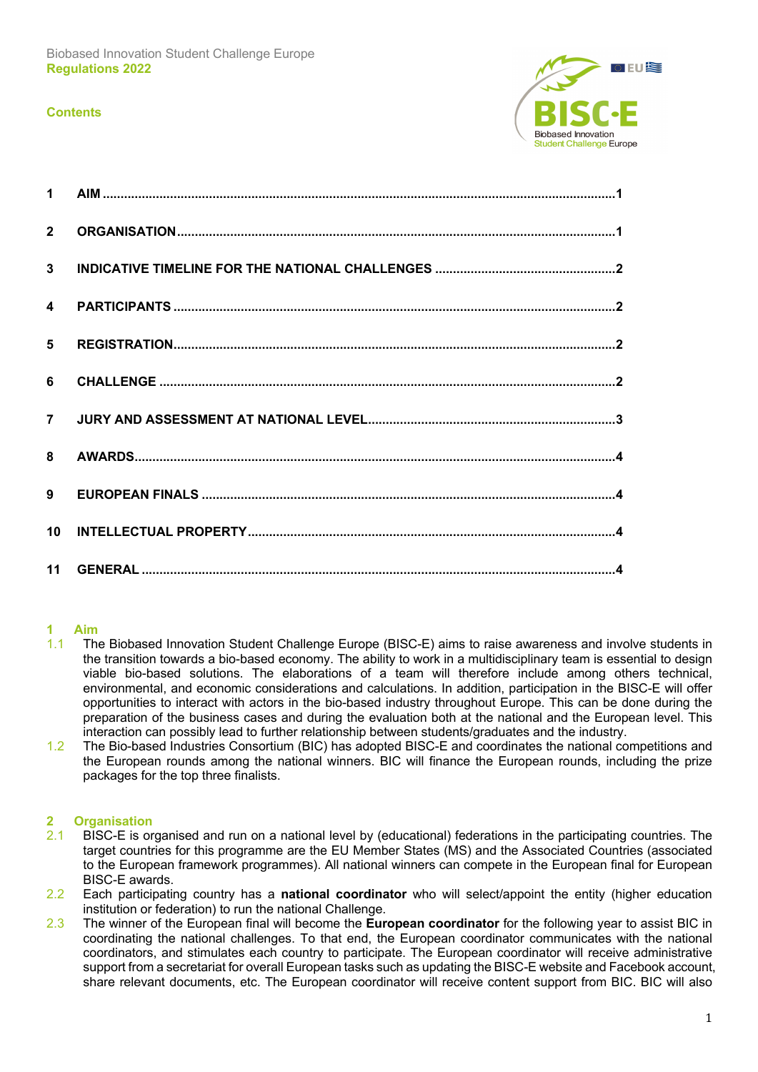Biobased Innovation Student Challenge Europe
**Regulations 2022**

## Contents

| | | |
|---|---|---|
| 1 | AIM | 1 |
| 2 | ORGANISATION | 1 |
| 3 | INDICATIVE TIMELINE FOR THE NATIONAL CHALLENGES | 2 |
| 4 | PARTICIPANTS | 2 |
| 5 | REGISTRATION | 2 |
| 6 | CHALLENGE | 2 |
| 7 | JURY AND ASSESSMENT AT NATIONAL LEVEL | 3 |
| 8 | AWARDS | 4 |
| 9 | EUROPEAN FINALS | 4 |
| 10 | INTELLECTUAL PROPERTY | 4 |
| 11 | GENERAL | 4 |

## 1 Aim

1.1 The Biobased Innovation Student Challenge Europe (BISC-E) aims to raise awareness and involve students in the transition towards a bio-based economy. The ability to work in a multidisciplinary team is essential to design viable bio-based solutions. The elaborations of a team will therefore include among others technical, environmental, and economic considerations and calculations. In addition, participation in the BISC-E will offer opportunities to interact with actors in the bio-based industry throughout Europe. This can be done during the preparation of the business cases and during the evaluation both at the national and the European level. This interaction can possibly lead to further relationship between students/graduates and the industry.

1.2 The Bio-based Industries Consortium (BIC) has adopted BISC-E and coordinates the national competitions and the European rounds among the national winners. BIC will finance the European rounds, including the prize packages for the top three finalists.

## 2 Organisation

2.1 BISC-E is organised and run on a national level by (educational) federations in the participating countries. The target countries for this programme are the EU Member States (MS) and the Associated Countries (associated to the European framework programmes). All national winners can compete in the European final for European BISC-E awards.

2.2 Each participating country has a **national coordinator** who will select/appoint the entity (higher education institution or federation) to run the national Challenge.

2.3 The winner of the European final will become the **European coordinator** for the following year to assist BIC in coordinating the national challenges. To that end, the European coordinator communicates with the national coordinators, and stimulates each country to participate. The European coordinator will receive administrative support from a secretariat for overall European tasks such as updating the BISC-E website and Facebook account, share relevant documents, etc. The European coordinator will receive content support from BIC. BIC will also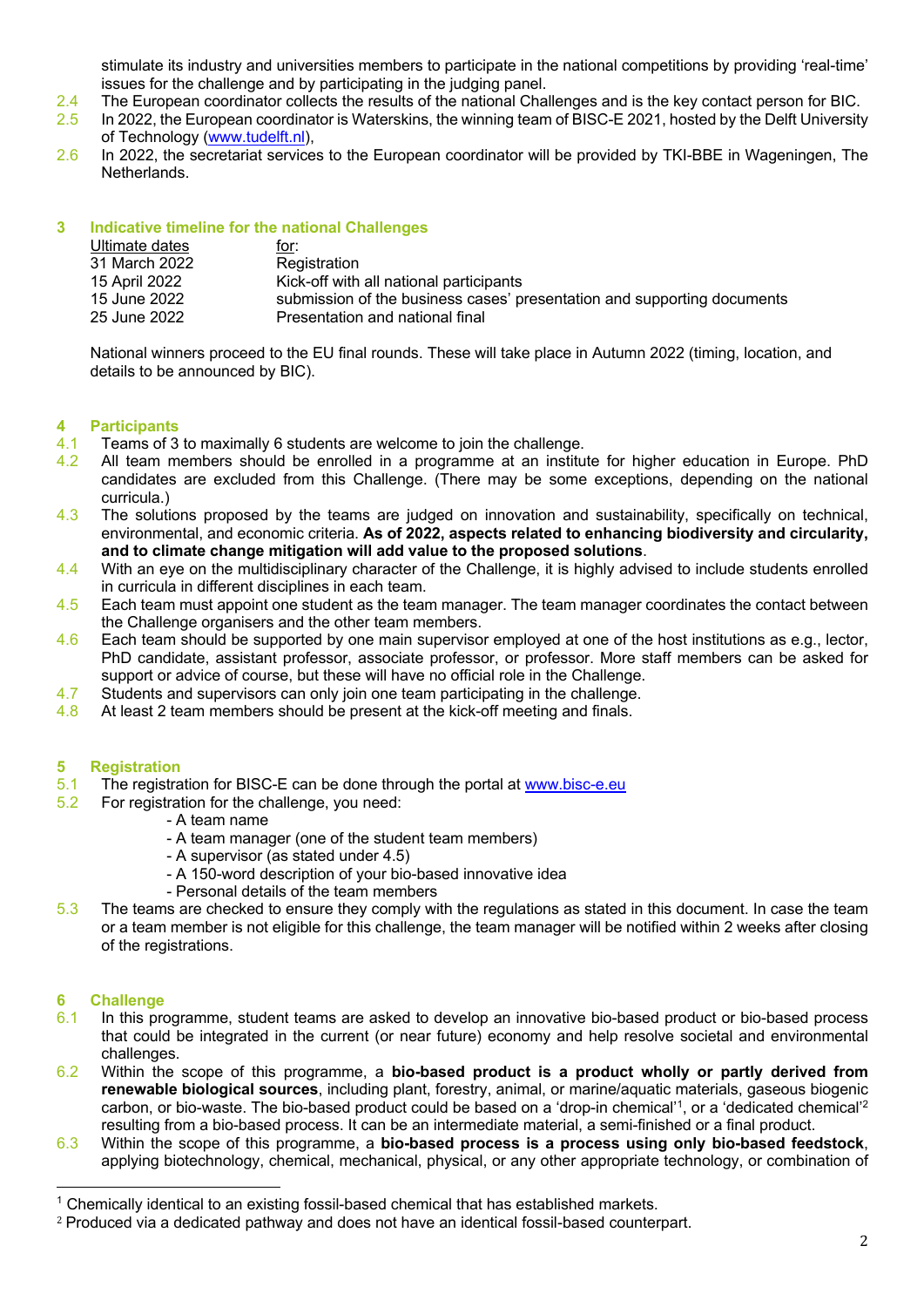stimulate its industry and universities members to participate in the national competitions by providing 'real-time' issues for the challenge and by participating in the judging panel.

2.4 The European coordinator collects the results of the national Challenges and is the key contact person for BIC.

2.5 In 2022, the European coordinator is Waterskins, the winning team of BISC-E 2021, hosted by the Delft University of Technology (www.tudelft.nl),

2.6 In 2022, the secretariat services to the European coordinator will be provided by TKI-BBE in Wageningen, The Netherlands.

## 3 Indicative timeline for the national Challenges

| Ultimate dates | for: |
|---|---|
| 31 March 2022 | Registration |
| 15 April 2022 | Kick-off with all national participants |
| 15 June 2022 | submission of the business cases' presentation and supporting documents |
| 25 June 2022 | Presentation and national final |

National winners proceed to the EU final rounds. These will take place in Autumn 2022 (timing, location, and details to be announced by BIC).

## 4 Participants

4.1 Teams of 3 to maximally 6 students are welcome to join the challenge.

4.2 All team members should be enrolled in a programme at an institute for higher education in Europe. PhD candidates are excluded from this Challenge. (There may be some exceptions, depending on the national curricula.)

4.3 The solutions proposed by the teams are judged on innovation and sustainability, specifically on technical, environmental, and economic criteria. **As of 2022, aspects related to enhancing biodiversity and circularity, and to climate change mitigation will add value to the proposed solutions**.

4.4 With an eye on the multidisciplinary character of the Challenge, it is highly advised to include students enrolled in curricula in different disciplines in each team.

4.5 Each team must appoint one student as the team manager. The team manager coordinates the contact between the Challenge organisers and the other team members.

4.6 Each team should be supported by one main supervisor employed at one of the host institutions as e.g., lector, PhD candidate, assistant professor, associate professor, or professor. More staff members can be asked for support or advice of course, but these will have no official role in the Challenge.

4.7 Students and supervisors can only join one team participating in the challenge.

4.8 At least 2 team members should be present at the kick-off meeting and finals.

## 5 Registration

5.1 The registration for BISC-E can be done through the portal at www.bisc-e.eu

5.2 For registration for the challenge, you need:

- A team name
- A team manager (one of the student team members)
- A supervisor (as stated under 4.5)
- A 150-word description of your bio-based innovative idea
- Personal details of the team members

5.3 The teams are checked to ensure they comply with the regulations as stated in this document. In case the team or a team member is not eligible for this challenge, the team manager will be notified within 2 weeks after closing of the registrations.

## 6 Challenge

6.1 In this programme, student teams are asked to develop an innovative bio-based product or bio-based process that could be integrated in the current (or near future) economy and help resolve societal and environmental challenges.

6.2 Within the scope of this programme, a **bio-based product is a product wholly or partly derived from renewable biological sources**, including plant, forestry, animal, or marine/aquatic materials, gaseous biogenic carbon, or bio-waste. The bio-based product could be based on a 'drop-in chemical'[1], or a 'dedicated chemical'[2] resulting from a bio-based process. It can be an intermediate material, a semi-finished or a final product.

6.3 Within the scope of this programme, a **bio-based process is a process using only bio-based feedstock**, applying biotechnology, chemical, mechanical, physical, or any other appropriate technology, or combination of

---

[1] Chemically identical to an existing fossil-based chemical that has established markets.

[2] Produced via a dedicated pathway and does not have an identical fossil-based counterpart.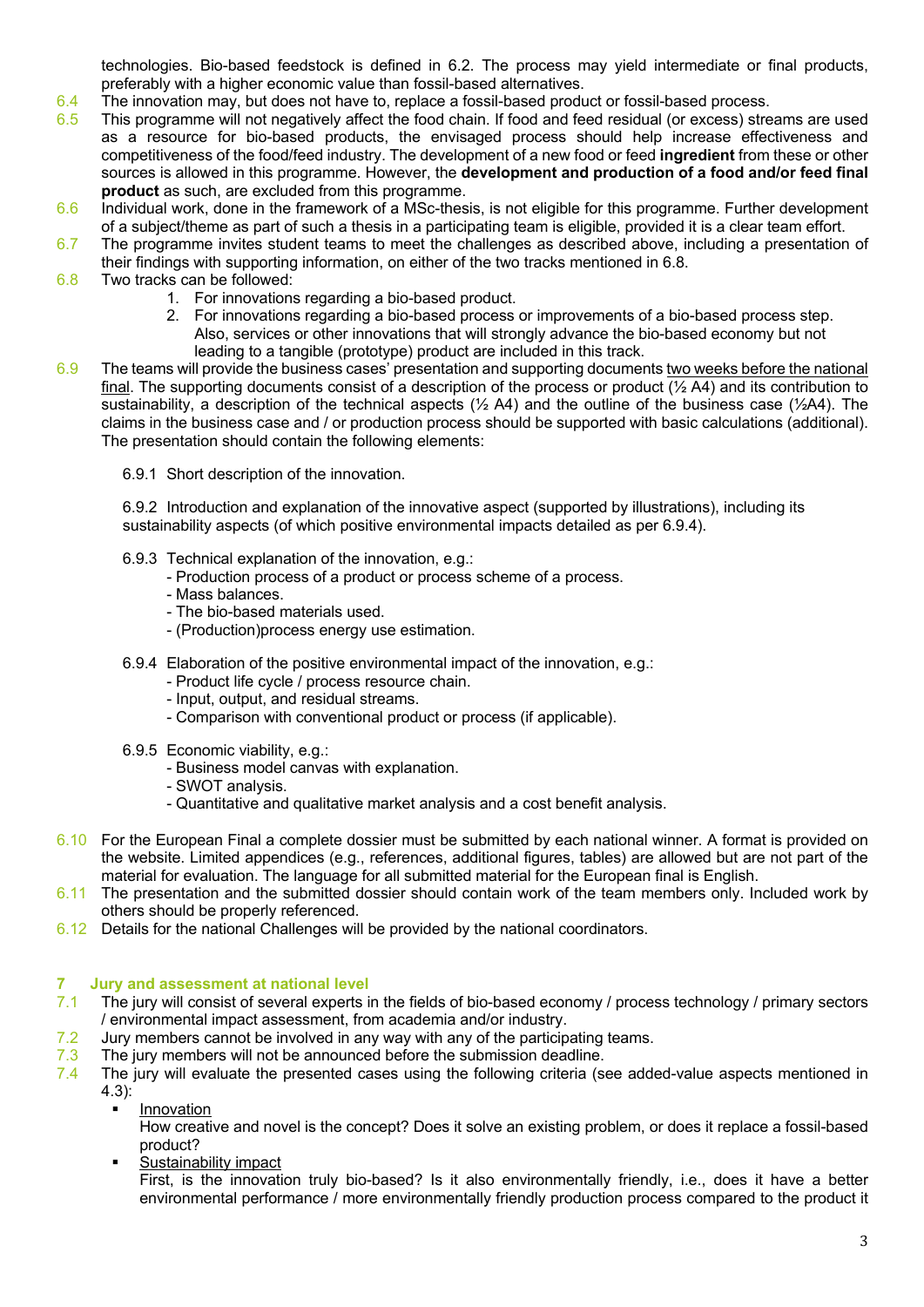technologies. Bio-based feedstock is defined in 6.2. The process may yield intermediate or final products, preferably with a higher economic value than fossil-based alternatives.

6.4 The innovation may, but does not have to, replace a fossil-based product or fossil-based process.

6.5 This programme will not negatively affect the food chain. If food and feed residual (or excess) streams are used as a resource for bio-based products, the envisaged process should help increase effectiveness and competitiveness of the food/feed industry. The development of a new food or feed **ingredient** from these or other sources is allowed in this programme. However, the **development and production of a food and/or feed final product** as such, are excluded from this programme.

6.6 Individual work, done in the framework of a MSc-thesis, is not eligible for this programme. Further development of a subject/theme as part of such a thesis in a participating team is eligible, provided it is a clear team effort.

6.7 The programme invites student teams to meet the challenges as described above, including a presentation of their findings with supporting information, on either of the two tracks mentioned in 6.8.

6.8 Two tracks can be followed:

1. For innovations regarding a bio-based product.
2. For innovations regarding a bio-based process or improvements of a bio-based process step. Also, services or other innovations that will strongly advance the bio-based economy but not leading to a tangible (prototype) product are included in this track.

6.9 The teams will provide the business cases' presentation and supporting documents two weeks before the national final. The supporting documents consist of a description of the process or product (½ A4) and its contribution to sustainability, a description of the technical aspects (½ A4) and the outline of the business case (½A4). The claims in the business case and / or production process should be supported with basic calculations (additional). The presentation should contain the following elements:

6.9.1 Short description of the innovation.

6.9.2 Introduction and explanation of the innovative aspect (supported by illustrations), including its sustainability aspects (of which positive environmental impacts detailed as per 6.9.4).

6.9.3 Technical explanation of the innovation, e.g.:
- Production process of a product or process scheme of a process.
- Mass balances.
- The bio-based materials used.
- (Production)process energy use estimation.

6.9.4 Elaboration of the positive environmental impact of the innovation, e.g.:
- Product life cycle / process resource chain.
- Input, output, and residual streams.
- Comparison with conventional product or process (if applicable).

6.9.5 Economic viability, e.g.:
- Business model canvas with explanation.
- SWOT analysis.
- Quantitative and qualitative market analysis and a cost benefit analysis.

6.10 For the European Final a complete dossier must be submitted by each national winner. A format is provided on the website. Limited appendices (e.g., references, additional figures, tables) are allowed but are not part of the material for evaluation. The language for all submitted material for the European final is English.

6.11 The presentation and the submitted dossier should contain work of the team members only. Included work by others should be properly referenced.

6.12 Details for the national Challenges will be provided by the national coordinators.

## 7 Jury and assessment at national level

7.1 The jury will consist of several experts in the fields of bio-based economy / process technology / primary sectors / environmental impact assessment, from academia and/or industry.

7.2 Jury members cannot be involved in any way with any of the participating teams.

7.3 The jury members will not be announced before the submission deadline.

7.4 The jury will evaluate the presented cases using the following criteria (see added-value aspects mentioned in 4.3):

- Innovation
  How creative and novel is the concept? Does it solve an existing problem, or does it replace a fossil-based product?
- Sustainability impact
  First, is the innovation truly bio-based? Is it also environmentally friendly, i.e., does it have a better environmental performance / more environmentally friendly production process compared to the product it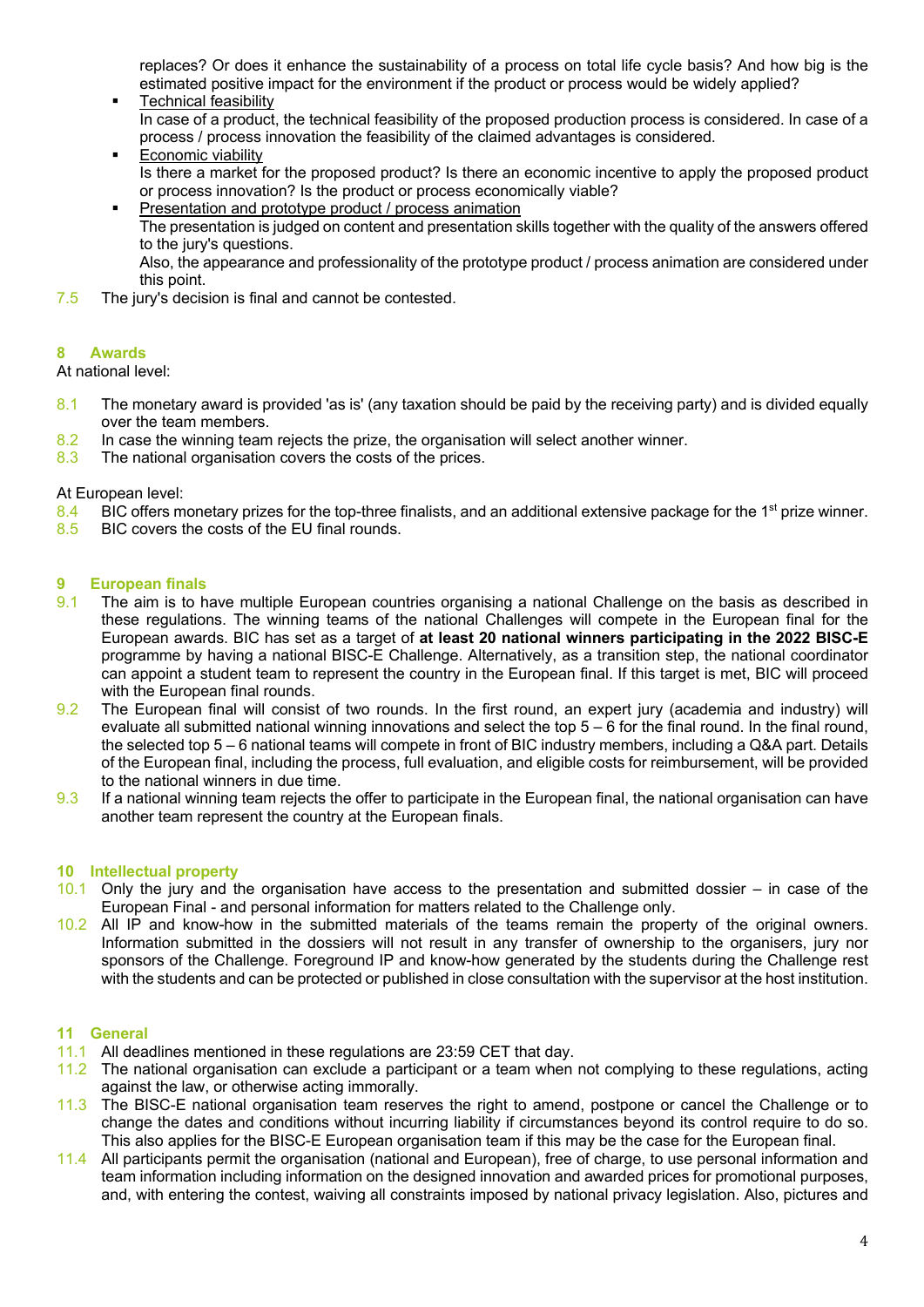replaces? Or does it enhance the sustainability of a process on total life cycle basis? And how big is the estimated positive impact for the environment if the product or process would be widely applied?

- Technical feasibility
  In case of a product, the technical feasibility of the proposed production process is considered. In case of a process / process innovation the feasibility of the claimed advantages is considered.
- Economic viability
  Is there a market for the proposed product? Is there an economic incentive to apply the proposed product or process innovation? Is the product or process economically viable?
- Presentation and prototype product / process animation
  The presentation is judged on content and presentation skills together with the quality of the answers offered to the jury's questions.
  Also, the appearance and professionality of the prototype product / process animation are considered under this point.

7.5 The jury's decision is final and cannot be contested.

## 8 Awards

At national level:

8.1 The monetary award is provided 'as is' (any taxation should be paid by the receiving party) and is divided equally over the team members.
8.2 In case the winning team rejects the prize, the organisation will select another winner.
8.3 The national organisation covers the costs of the prices.

At European level:
8.4 BIC offers monetary prizes for the top-three finalists, and an additional extensive package for the 1st prize winner.
8.5 BIC covers the costs of the EU final rounds.

## 9 European finals

9.1 The aim is to have multiple European countries organising a national Challenge on the basis as described in these regulations. The winning teams of the national Challenges will compete in the European final for the European awards. BIC has set as a target of **at least 20 national winners participating in the 2022 BISC-E** programme by having a national BISC-E Challenge. Alternatively, as a transition step, the national coordinator can appoint a student team to represent the country in the European final. If this target is met, BIC will proceed with the European final rounds.
9.2 The European final will consist of two rounds. In the first round, an expert jury (academia and industry) will evaluate all submitted national winning innovations and select the top 5 – 6 for the final round. In the final round, the selected top 5 – 6 national teams will compete in front of BIC industry members, including a Q&A part. Details of the European final, including the process, full evaluation, and eligible costs for reimbursement, will be provided to the national winners in due time.
9.3 If a national winning team rejects the offer to participate in the European final, the national organisation can have another team represent the country at the European finals.

## 10 Intellectual property

10.1 Only the jury and the organisation have access to the presentation and submitted dossier – in case of the European Final - and personal information for matters related to the Challenge only.
10.2 All IP and know-how in the submitted materials of the teams remain the property of the original owners. Information submitted in the dossiers will not result in any transfer of ownership to the organisers, jury nor sponsors of the Challenge. Foreground IP and know-how generated by the students during the Challenge rest with the students and can be protected or published in close consultation with the supervisor at the host institution.

## 11 General

11.1 All deadlines mentioned in these regulations are 23:59 CET that day.
11.2 The national organisation can exclude a participant or a team when not complying to these regulations, acting against the law, or otherwise acting immorally.
11.3 The BISC-E national organisation team reserves the right to amend, postpone or cancel the Challenge or to change the dates and conditions without incurring liability if circumstances beyond its control require to do so. This also applies for the BISC-E European organisation team if this may be the case for the European final.
11.4 All participants permit the organisation (national and European), free of charge, to use personal information and team information including information on the designed innovation and awarded prices for promotional purposes, and, with entering the contest, waiving all constraints imposed by national privacy legislation. Also, pictures and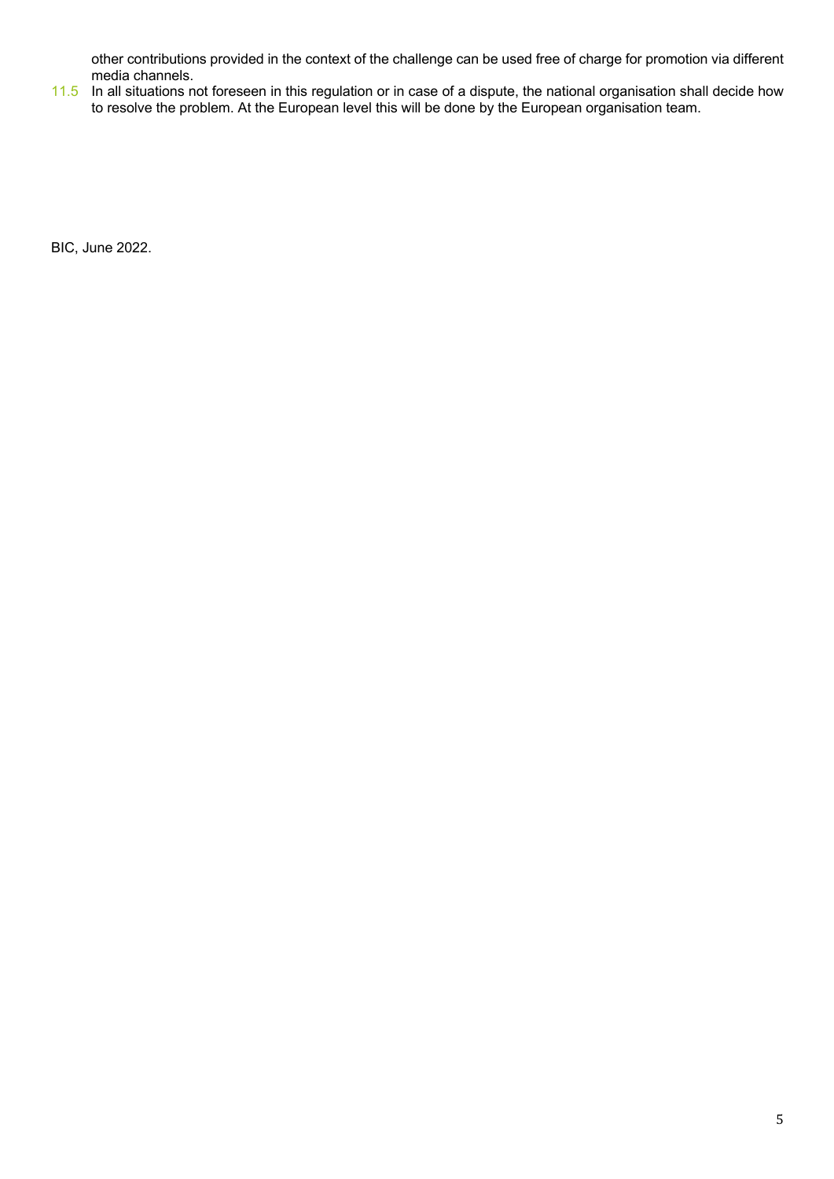other contributions provided in the context of the challenge can be used free of charge for promotion via different media channels.

11.5 In all situations not foreseen in this regulation or in case of a dispute, the national organisation shall decide how to resolve the problem. At the European level this will be done by the European organisation team.

BIC, June 2022.